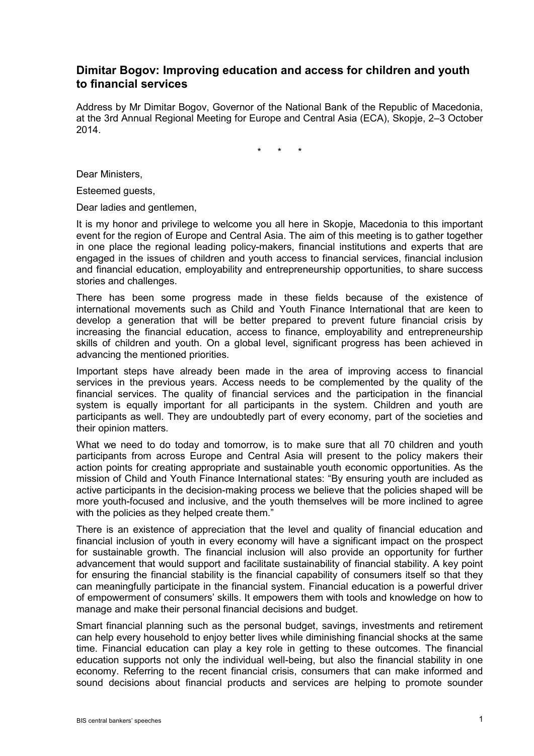## Dimitar Bogov: Improving education and access for children and youth to financial services

Address by Mr Dimitar Bogov, Governor of the National Bank of the Republic of Macedonia, at the 3rd Annual Regional Meeting for Europe and Central Asia (ECA), Skopje, 2–3 October 2014.

\* \* \*

Dear Ministers,

Esteemed guests,

Dear ladies and gentlemen,

It is my honor and privilege to welcome you all here in Skopje, Macedonia to this important event for the region of Europe and Central Asia. The aim of this meeting is to gather together in one place the regional leading policy-makers, financial institutions and experts that are engaged in the issues of children and youth access to financial services, financial inclusion and financial education, employability and entrepreneurship opportunities, to share success stories and challenges.

There has been some progress made in these fields because of the existence of international movements such as Child and Youth Finance International that are keen to develop a generation that will be better prepared to prevent future financial crisis by increasing the financial education, access to finance, employability and entrepreneurship skills of children and youth. On a global level, significant progress has been achieved in advancing the mentioned priorities.

Important steps have already been made in the area of improving access to financial services in the previous years. Access needs to be complemented by the quality of the financial services. The quality of financial services and the participation in the financial system is equally important for all participants in the system. Children and youth are participants as well. They are undoubtedly part of every economy, part of the societies and their opinion matters.

What we need to do today and tomorrow, is to make sure that all 70 children and youth participants from across Europe and Central Asia will present to the policy makers their action points for creating appropriate and sustainable youth economic opportunities. As the mission of Child and Youth Finance International states: "By ensuring youth are included as active participants in the decision-making process we believe that the policies shaped will be more youth-focused and inclusive, and the youth themselves will be more inclined to agree with the policies as they helped create them."

There is an existence of appreciation that the level and quality of financial education and financial inclusion of youth in every economy will have a significant impact on the prospect for sustainable growth. The financial inclusion will also provide an opportunity for further advancement that would support and facilitate sustainability of financial stability. A key point for ensuring the financial stability is the financial capability of consumers itself so that they can meaningfully participate in the financial system. Financial education is a powerful driver of empowerment of consumers' skills. It empowers them with tools and knowledge on how to manage and make their personal financial decisions and budget.

Smart financial planning such as the personal budget, savings, investments and retirement can help every household to enjoy better lives while diminishing financial shocks at the same time. Financial education can play a key role in getting to these outcomes. The financial education supports not only the individual well-being, but also the financial stability in one economy. Referring to the recent financial crisis, consumers that can make informed and sound decisions about financial products and services are helping to promote sounder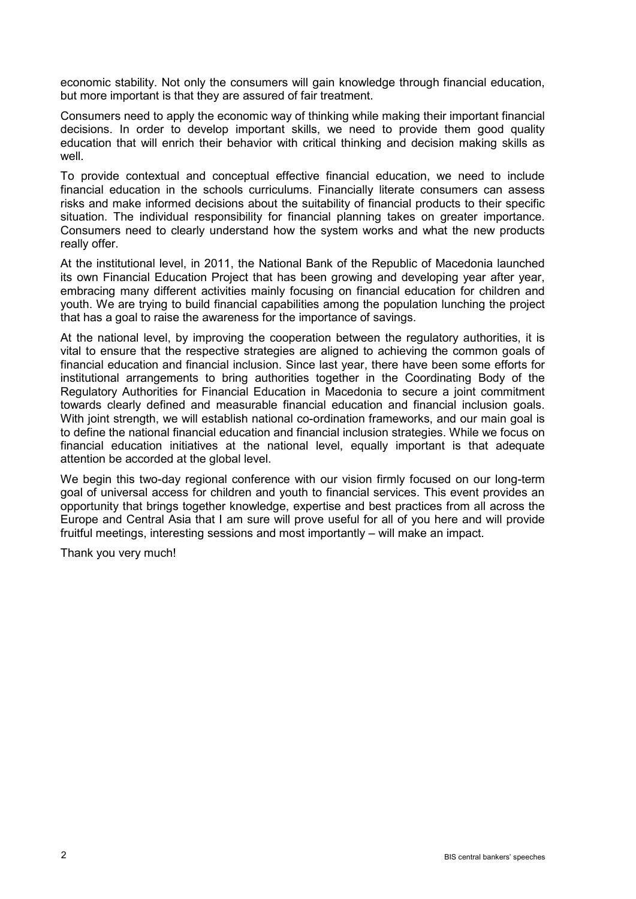economic stability. Not only the consumers will gain knowledge through financial education, but more important is that they are assured of fair treatment.

Consumers need to apply the economic way of thinking while making their important financial decisions. In order to develop important skills, we need to provide them good quality education that will enrich their behavior with critical thinking and decision making skills as well.

To provide contextual and conceptual effective financial education, we need to include financial education in the schools curriculums. Financially literate consumers can assess risks and make informed decisions about the suitability of financial products to their specific situation. The individual responsibility for financial planning takes on greater importance. Consumers need to clearly understand how the system works and what the new products really offer.

At the institutional level, in 2011, the National Bank of the Republic of Macedonia launched its own Financial Education Project that has been growing and developing year after year, embracing many different activities mainly focusing on financial education for children and youth. We are trying to build financial capabilities among the population lunching the project that has a goal to raise the awareness for the importance of savings.

At the national level, by improving the cooperation between the regulatory authorities, it is vital to ensure that the respective strategies are aligned to achieving the common goals of financial education and financial inclusion. Since last year, there have been some efforts for institutional arrangements to bring authorities together in the Coordinating Body of the Regulatory Authorities for Financial Education in Macedonia to secure a joint commitment towards clearly defined and measurable financial education and financial inclusion goals. With joint strength, we will establish national co-ordination frameworks, and our main goal is to define the national financial education and financial inclusion strategies. While we focus on financial education initiatives at the national level, equally important is that adequate attention be accorded at the global level.

We begin this two-day regional conference with our vision firmly focused on our long-term goal of universal access for children and youth to financial services. This event provides an opportunity that brings together knowledge, expertise and best practices from all across the Europe and Central Asia that I am sure will prove useful for all of you here and will provide fruitful meetings, interesting sessions and most importantly – will make an impact.

Thank you very much!